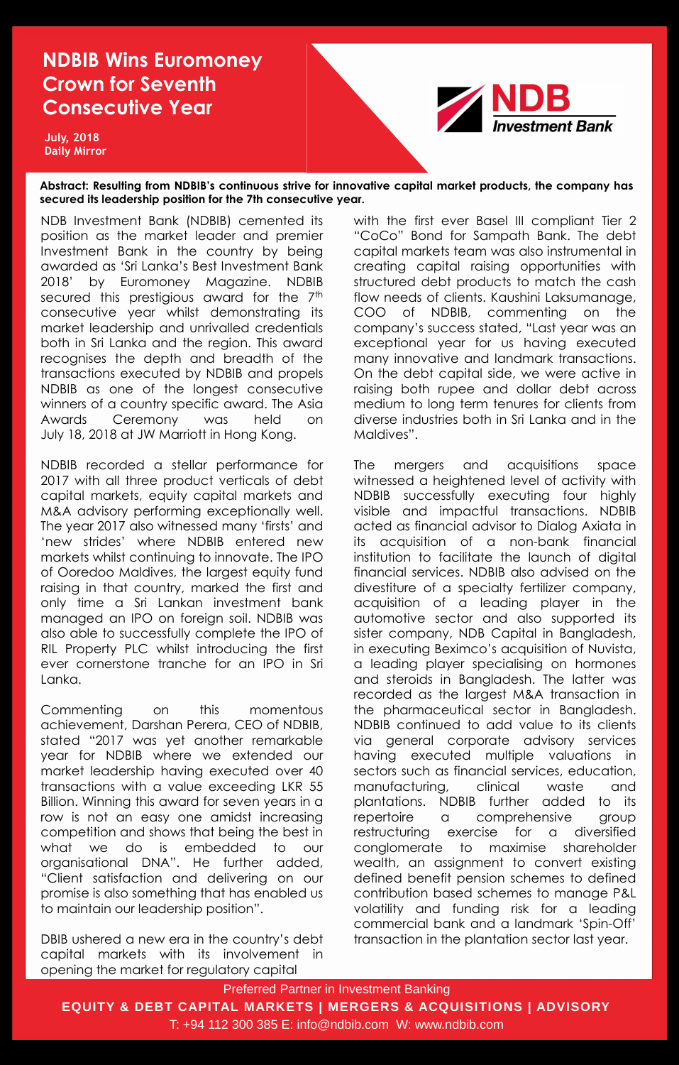# NDBIB Wins Euromoney Crown for Seventh Consecutive Year

**July, 2018**
**Daily Mirror**

NDB Investment Bank

**Abstract: Resulting from NDBIB's continuous strive for innovative capital market products, the company has secured its leadership position for the 7th consecutive year.**

NDB Investment Bank (NDBIB) cemented its position as the market leader and premier Investment Bank in the country by being awarded as 'Sri Lanka's Best Investment Bank 2018' by Euromoney Magazine. NDBIB secured this prestigious award for the 7th consecutive year whilst demonstrating its market leadership and unrivalled credentials both in Sri Lanka and the region. This award recognises the depth and breadth of the transactions executed by NDBIB and propels NDBIB as one of the longest consecutive winners of a country specific award. The Asia Awards Ceremony was held on July 18, 2018 at JW Marriott in Hong Kong.

NDBIB recorded a stellar performance for 2017 with all three product verticals of debt capital markets, equity capital markets and M&A advisory performing exceptionally well. The year 2017 also witnessed many 'firsts' and 'new strides' where NDBIB entered new markets whilst continuing to innovate. The IPO of Ooredoo Maldives, the largest equity fund raising in that country, marked the first and only time a Sri Lankan investment bank managed an IPO on foreign soil. NDBIB was also able to successfully complete the IPO of RIL Property PLC whilst introducing the first ever cornerstone tranche for an IPO in Sri Lanka.

Commenting on this momentous achievement, Darshan Perera, CEO of NDBIB, stated "2017 was yet another remarkable year for NDBIB where we extended our market leadership having executed over 40 transactions with a value exceeding LKR 55 Billion. Winning this award for seven years in a row is not an easy one amidst increasing competition and shows that being the best in what we do is embedded to our organisational DNA". He further added, "Client satisfaction and delivering on our promise is also something that has enabled us to maintain our leadership position".

DBIB ushered a new era in the country's debt capital markets with its involvement in opening the market for regulatory capital with the first ever Basel III compliant Tier 2 "CoCo" Bond for Sampath Bank. The debt capital markets team was also instrumental in creating capital raising opportunities with structured debt products to match the cash flow needs of clients. Kaushini Laksumanage, COO of NDBIB, commenting on the company's success stated, "Last year was an exceptional year for us having executed many innovative and landmark transactions. On the debt capital side, we were active in raising both rupee and dollar debt across medium to long term tenures for clients from diverse industries both in Sri Lanka and in the Maldives".

The mergers and acquisitions space witnessed a heightened level of activity with NDBIB successfully executing four highly visible and impactful transactions. NDBIB acted as financial advisor to Dialog Axiata in its acquisition of a non-bank financial institution to facilitate the launch of digital financial services. NDBIB also advised on the divestiture of a specialty fertilizer company, acquisition of a leading player in the automotive sector and also supported its sister company, NDB Capital in Bangladesh, in executing Beximco's acquisition of Nuvista, a leading player specialising on hormones and steroids in Bangladesh. The latter was recorded as the largest M&A transaction in the pharmaceutical sector in Bangladesh. NDBIB continued to add value to its clients via general corporate advisory services having executed multiple valuations in sectors such as financial services, education, manufacturing, clinical waste and plantations. NDBIB further added to its repertoire a comprehensive group restructuring exercise for a diversified conglomerate to maximise shareholder wealth, an assignment to convert existing defined benefit pension schemes to defined contribution based schemes to manage P&L volatility and funding risk for a leading commercial bank and a landmark 'Spin-Off' transaction in the plantation sector last year.

Preferred Partner in Investment Banking

**EQUITY & DEBT CAPITAL MARKETS | MERGERS & ACQUISITIONS | ADVISORY**

T: +94 112 300 385 E: info@ndbib.com W: www.ndbib.com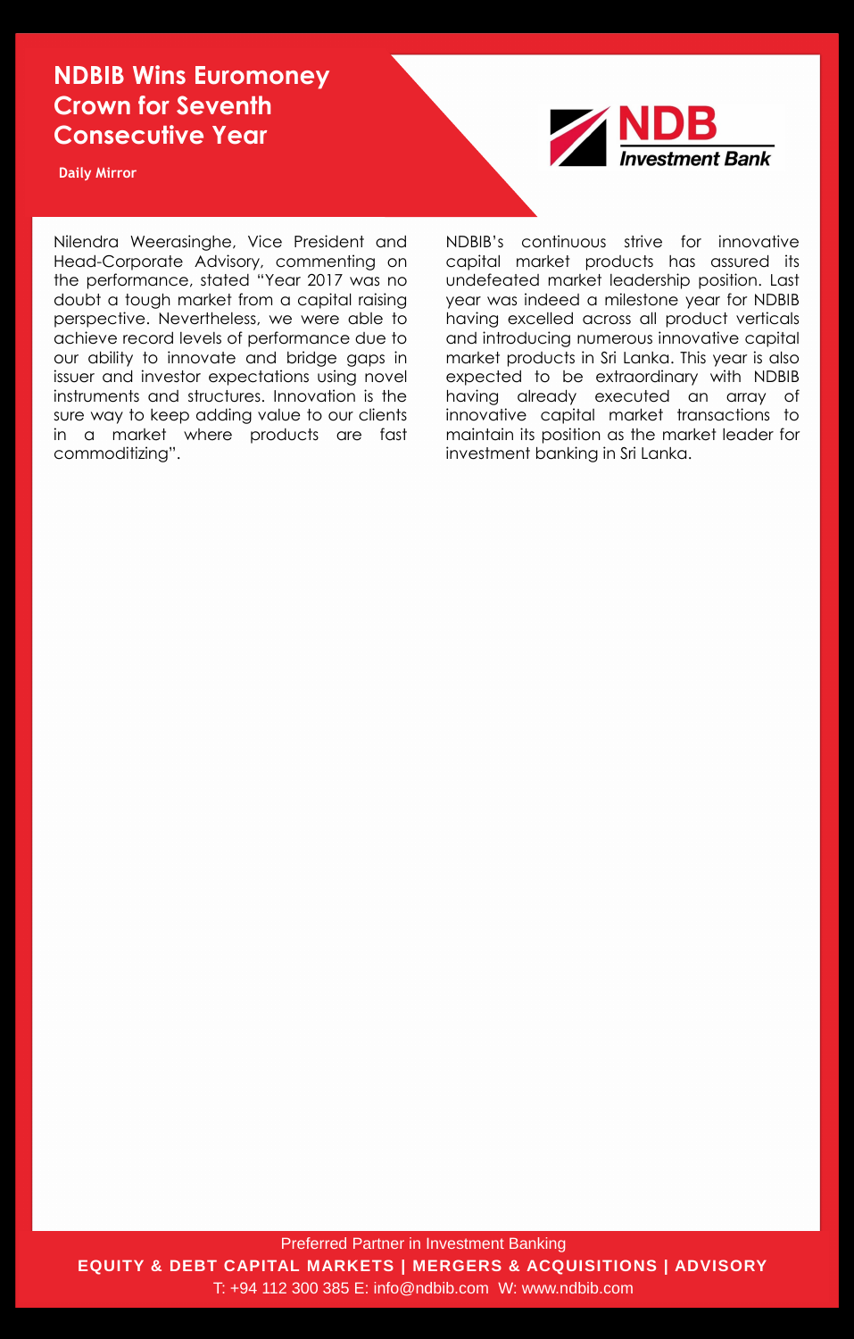# NDBIB Wins Euromoney Crown for Seventh Consecutive Year

**Daily Mirror**

NDB Investment Bank

Nilendra Weerasinghe, Vice President and Head-Corporate Advisory, commenting on the performance, stated "Year 2017 was no doubt a tough market from a capital raising perspective. Nevertheless, we were able to achieve record levels of performance due to our ability to innovate and bridge gaps in issuer and investor expectations using novel instruments and structures. Innovation is the sure way to keep adding value to our clients in a market where products are fast commoditizing".

NDBIB's continuous strive for innovative capital market products has assured its undefeated market leadership position. Last year was indeed a milestone year for NDBIB having excelled across all product verticals and introducing numerous innovative capital market products in Sri Lanka. This year is also expected to be extraordinary with NDBIB having already executed an array of innovative capital market transactions to maintain its position as the market leader for investment banking in Sri Lanka.

Preferred Partner in Investment Banking

**EQUITY & DEBT CAPITAL MARKETS | MERGERS & ACQUISITIONS | ADVISORY**

T: +94 112 300 385 E: info@ndbib.com W: www.ndbib.com